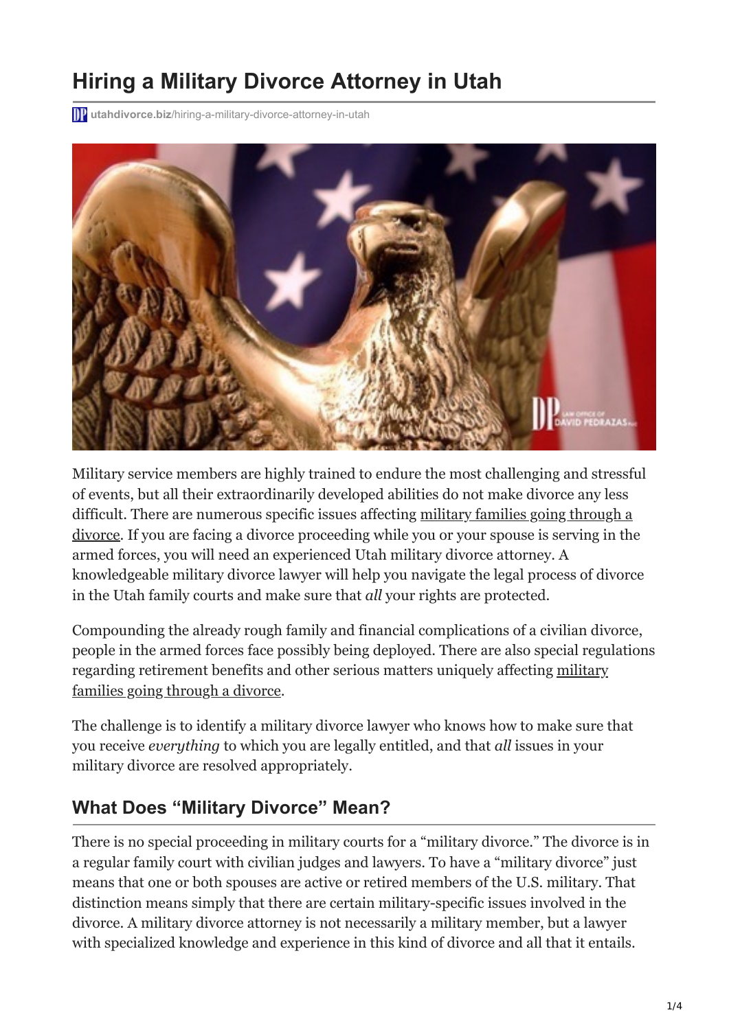# Hiring a Military Divorce Attorney in Utah

utahdivorce.biz/hiring-a-military-divorce-attorney-in-utah

Military service members are highly trained to endure the most challenging and stressful of events, but all their extraordinarily developed abilities do not make divorce any less difficult. There are numerous specific issues affecting military families going through a divorce. If you are facing a divorce proceeding while you or your spouse is serving in the armed forces, you will need an experienced Utah military divorce attorney. A knowledgeable military divorce lawyer will help you navigate the legal process of divorce in the Utah family courts and make sure that *all* your rights are protected.

Compounding the already rough family and financial complications of a civilian divorce, people in the armed forces face possibly being deployed. There are also special regulations regarding retirement benefits and other serious matters uniquely affecting military families going through a divorce.

The challenge is to identify a military divorce lawyer who knows how to make sure that you receive *everything* to which you are legally entitled, and that *all* issues in your military divorce are resolved appropriately.

## What Does "Military Divorce" Mean?

There is no special proceeding in military courts for a "military divorce." The divorce is in a regular family court with civilian judges and lawyers. To have a "military divorce" just means that one or both spouses are active or retired members of the U.S. military. That distinction means simply that there are certain military-specific issues involved in the divorce. A military divorce attorney is not necessarily a military member, but a lawyer with specialized knowledge and experience in this kind of divorce and all that it entails.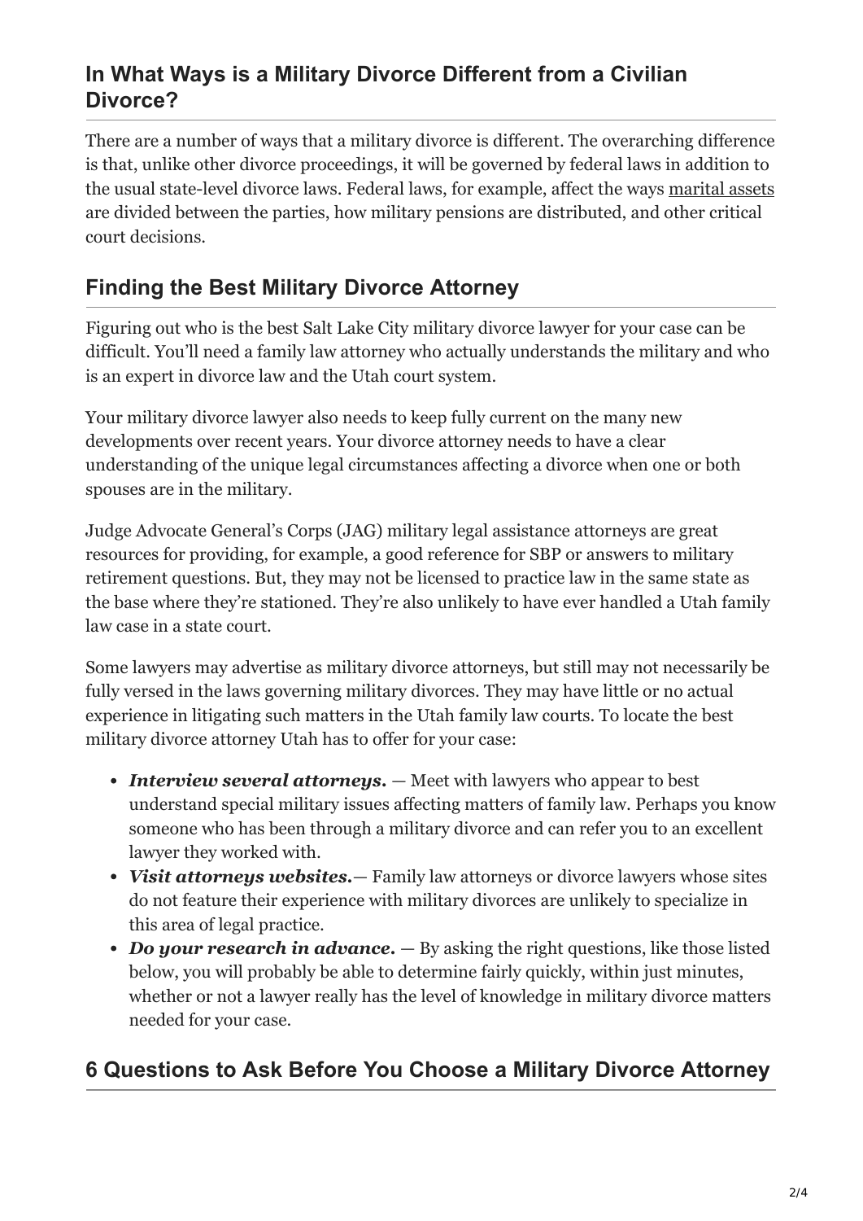## In What Ways is a Military Divorce Different from a Civilian Divorce?

There are a number of ways that a military divorce is different. The overarching difference is that, unlike other divorce proceedings, it will be governed by federal laws in addition to the usual state-level divorce laws. Federal laws, for example, affect the ways marital assets are divided between the parties, how military pensions are distributed, and other critical court decisions.

## Finding the Best Military Divorce Attorney

Figuring out who is the best Salt Lake City military divorce lawyer for your case can be difficult. You'll need a family law attorney who actually understands the military and who is an expert in divorce law and the Utah court system.

Your military divorce lawyer also needs to keep fully current on the many new developments over recent years. Your divorce attorney needs to have a clear understanding of the unique legal circumstances affecting a divorce when one or both spouses are in the military.

Judge Advocate General's Corps (JAG) military legal assistance attorneys are great resources for providing, for example, a good reference for SBP or answers to military retirement questions. But, they may not be licensed to practice law in the same state as the base where they're stationed. They're also unlikely to have ever handled a Utah family law case in a state court.

Some lawyers may advertise as military divorce attorneys, but still may not necessarily be fully versed in the laws governing military divorces. They may have little or no actual experience in litigating such matters in the Utah family law courts. To locate the best military divorce attorney Utah has to offer for your case:

- ***Interview several attorneys.*** — Meet with lawyers who appear to best understand special military issues affecting matters of family law. Perhaps you know someone who has been through a military divorce and can refer you to an excellent lawyer they worked with.
- ***Visit attorneys websites.***— Family law attorneys or divorce lawyers whose sites do not feature their experience with military divorces are unlikely to specialize in this area of legal practice.
- ***Do your research in advance.*** — By asking the right questions, like those listed below, you will probably be able to determine fairly quickly, within just minutes, whether or not a lawyer really has the level of knowledge in military divorce matters needed for your case.

## 6 Questions to Ask Before You Choose a Military Divorce Attorney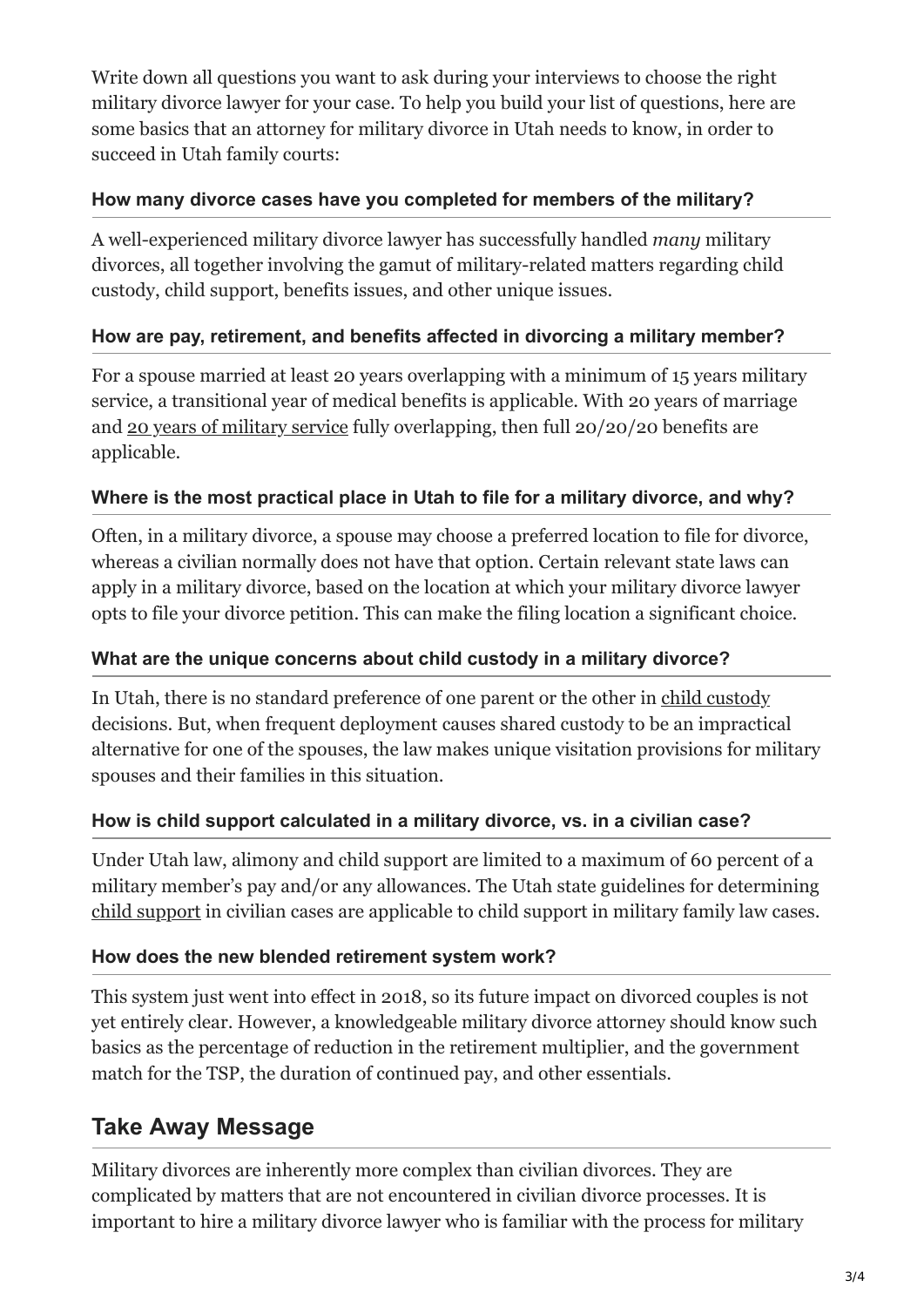Write down all questions you want to ask during your interviews to choose the right military divorce lawyer for your case. To help you build your list of questions, here are some basics that an attorney for military divorce in Utah needs to know, in order to succeed in Utah family courts:

#### How many divorce cases have you completed for members of the military?

A well-experienced military divorce lawyer has successfully handled *many* military divorces, all together involving the gamut of military-related matters regarding child custody, child support, benefits issues, and other unique issues.

#### How are pay, retirement, and benefits affected in divorcing a military member?

For a spouse married at least 20 years overlapping with a minimum of 15 years military service, a transitional year of medical benefits is applicable. With 20 years of marriage and 20 years of military service fully overlapping, then full 20/20/20 benefits are applicable.

#### Where is the most practical place in Utah to file for a military divorce, and why?

Often, in a military divorce, a spouse may choose a preferred location to file for divorce, whereas a civilian normally does not have that option. Certain relevant state laws can apply in a military divorce, based on the location at which your military divorce lawyer opts to file your divorce petition. This can make the filing location a significant choice.

#### What are the unique concerns about child custody in a military divorce?

In Utah, there is no standard preference of one parent or the other in child custody decisions. But, when frequent deployment causes shared custody to be an impractical alternative for one of the spouses, the law makes unique visitation provisions for military spouses and their families in this situation.

#### How is child support calculated in a military divorce, vs. in a civilian case?

Under Utah law, alimony and child support are limited to a maximum of 60 percent of a military member's pay and/or any allowances. The Utah state guidelines for determining child support in civilian cases are applicable to child support in military family law cases.

#### How does the new blended retirement system work?

This system just went into effect in 2018, so its future impact on divorced couples is not yet entirely clear. However, a knowledgeable military divorce attorney should know such basics as the percentage of reduction in the retirement multiplier, and the government match for the TSP, the duration of continued pay, and other essentials.

## Take Away Message

Military divorces are inherently more complex than civilian divorces. They are complicated by matters that are not encountered in civilian divorce processes. It is important to hire a military divorce lawyer who is familiar with the process for military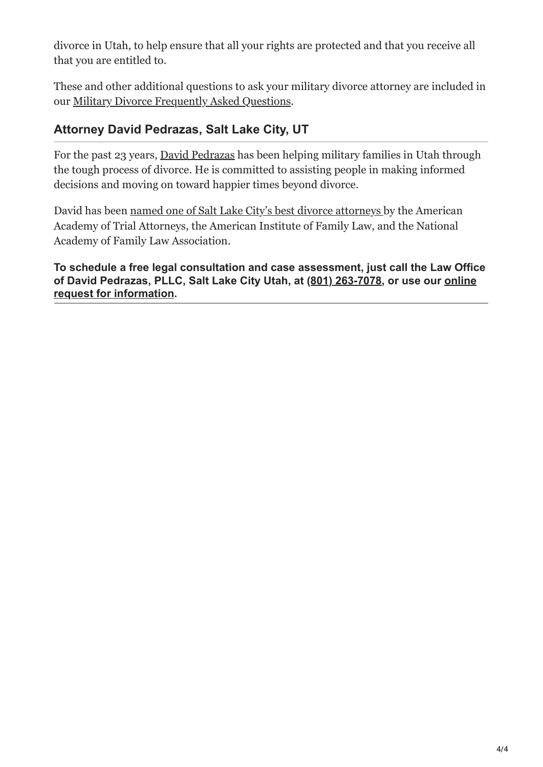divorce in Utah, to help ensure that all your rights are protected and that you receive all that you are entitled to.

These and other additional questions to ask your military divorce attorney are included in our Military Divorce Frequently Asked Questions.

## Attorney David Pedrazas, Salt Lake City, UT

For the past 23 years, David Pedrazas has been helping military families in Utah through the tough process of divorce. He is committed to assisting people in making informed decisions and moving on toward happier times beyond divorce.

David has been named one of Salt Lake City's best divorce attorneys by the American Academy of Trial Attorneys, the American Institute of Family Law, and the National Academy of Family Law Association.

**To schedule a free legal consultation and case assessment, just call the Law Office of David Pedrazas, PLLC, Salt Lake City Utah, at (801) 263-7078, or use our online request for information.**